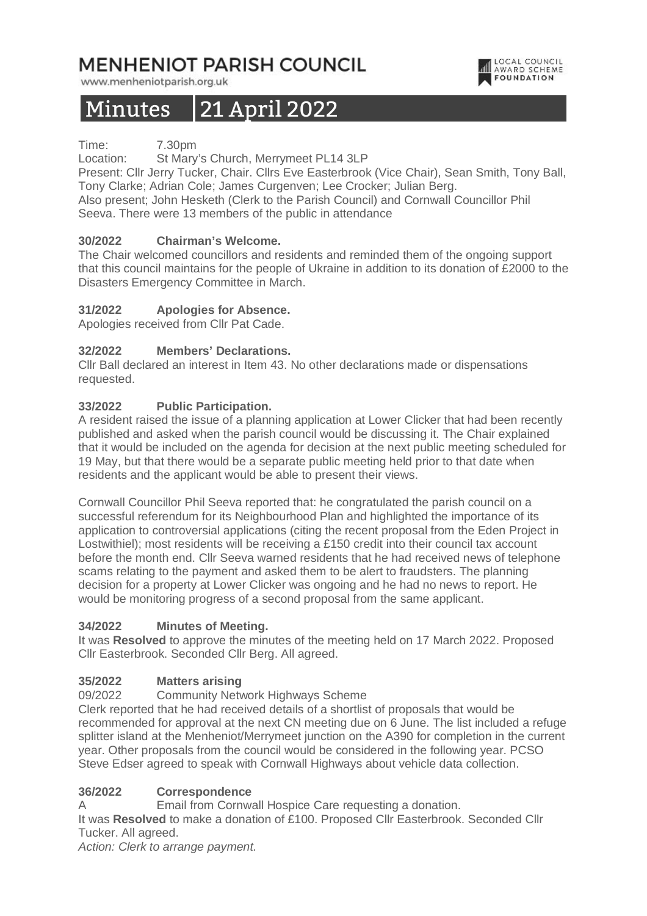# MENHENIOT PARISH COUNCIL

www.menheniotparish.org.uk

LOCAL COUNCIL AWARD SCHEME FOUNDATION

## Minutes 21 April 2022

Time: 7.30pm

Location: St Mary's Church, Merrymeet PL14 3LP

Present: Cllr Jerry Tucker, Chair. Cllrs Eve Easterbrook (Vice Chair), Sean Smith, Tony Ball, Tony Clarke; Adrian Cole; James Curgenven; Lee Crocker; Julian Berg.

Also present; John Hesketh (Clerk to the Parish Council) and Cornwall Councillor Phil Seeva. There were 13 members of the public in attendance

**30/2022 Chairman's Welcome.**

The Chair welcomed councillors and residents and reminded them of the ongoing support that this council maintains for the people of Ukraine in addition to its donation of £2000 to the Disasters Emergency Committee in March.

**31/2022 Apologies for Absence.**

Apologies received from Cllr Pat Cade.

**32/2022 Members' Declarations.**

Cllr Ball declared an interest in Item 43. No other declarations made or dispensations requested.

**33/2022 Public Participation.**

A resident raised the issue of a planning application at Lower Clicker that had been recently published and asked when the parish council would be discussing it. The Chair explained that it would be included on the agenda for decision at the next public meeting scheduled for 19 May, but that there would be a separate public meeting held prior to that date when residents and the applicant would be able to present their views.

Cornwall Councillor Phil Seeva reported that: he congratulated the parish council on a successful referendum for its Neighbourhood Plan and highlighted the importance of its application to controversial applications (citing the recent proposal from the Eden Project in Lostwithiel); most residents will be receiving a £150 credit into their council tax account before the month end. Cllr Seeva warned residents that he had received news of telephone scams relating to the payment and asked them to be alert to fraudsters. The planning decision for a property at Lower Clicker was ongoing and he had no news to report. He would be monitoring progress of a second proposal from the same applicant.

**34/2022 Minutes of Meeting.**

It was **Resolved** to approve the minutes of the meeting held on 17 March 2022. Proposed Cllr Easterbrook. Seconded Cllr Berg. All agreed.

**35/2022 Matters arising**

09/2022 Community Network Highways Scheme

Clerk reported that he had received details of a shortlist of proposals that would be recommended for approval at the next CN meeting due on 6 June. The list included a refuge splitter island at the Menheniot/Merrymeet junction on the A390 for completion in the current year. Other proposals from the council would be considered in the following year. PCSO Steve Edser agreed to speak with Cornwall Highways about vehicle data collection.

**36/2022 Correspondence**

A Email from Cornwall Hospice Care requesting a donation.

It was **Resolved** to make a donation of £100. Proposed Cllr Easterbrook. Seconded Cllr Tucker. All agreed.

*Action: Clerk to arrange payment.*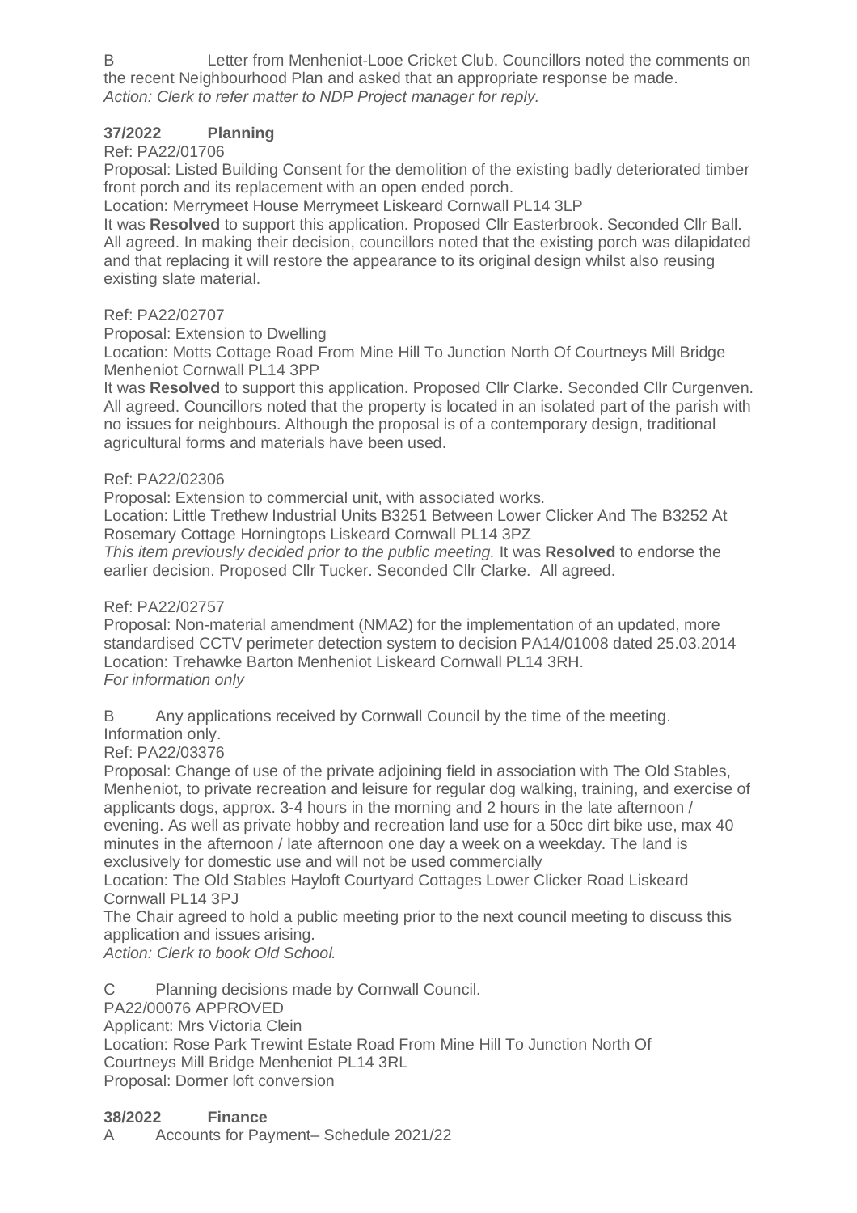B Letter from Menheniot-Looe Cricket Club. Councillors noted the comments on the recent Neighbourhood Plan and asked that an appropriate response be made.
*Action: Clerk to refer matter to NDP Project manager for reply.*

**37/2022 Planning**

Ref: PA22/01706
Proposal: Listed Building Consent for the demolition of the existing badly deteriorated timber front porch and its replacement with an open ended porch.
Location: Merrymeet House Merrymeet Liskeard Cornwall PL14 3LP
It was **Resolved** to support this application. Proposed Cllr Easterbrook. Seconded Cllr Ball. All agreed. In making their decision, councillors noted that the existing porch was dilapidated and that replacing it will restore the appearance to its original design whilst also reusing existing slate material.

Ref: PA22/02707
Proposal: Extension to Dwelling
Location: Motts Cottage Road From Mine Hill To Junction North Of Courtneys Mill Bridge Menheniot Cornwall PL14 3PP
It was **Resolved** to support this application. Proposed Cllr Clarke. Seconded Cllr Curgenven. All agreed. Councillors noted that the property is located in an isolated part of the parish with no issues for neighbours. Although the proposal is of a contemporary design, traditional agricultural forms and materials have been used.

Ref: PA22/02306
Proposal: Extension to commercial unit, with associated works.
Location: Little Trethew Industrial Units B3251 Between Lower Clicker And The B3252 At Rosemary Cottage Horningtops Liskeard Cornwall PL14 3PZ
*This item previously decided prior to the public meeting.* It was **Resolved** to endorse the earlier decision. Proposed Cllr Tucker. Seconded Cllr Clarke. All agreed.

Ref: PA22/02757
Proposal: Non-material amendment (NMA2) for the implementation of an updated, more standardised CCTV perimeter detection system to decision PA14/01008 dated 25.03.2014
Location: Trehawke Barton Menheniot Liskeard Cornwall PL14 3RH.
*For information only*

B Any applications received by Cornwall Council by the time of the meeting.
Information only.
Ref: PA22/03376
Proposal: Change of use of the private adjoining field in association with The Old Stables, Menheniot, to private recreation and leisure for regular dog walking, training, and exercise of applicants dogs, approx. 3-4 hours in the morning and 2 hours in the late afternoon / evening. As well as private hobby and recreation land use for a 50cc dirt bike use, max 40 minutes in the afternoon / late afternoon one day a week on a weekday. The land is exclusively for domestic use and will not be used commercially
Location: The Old Stables Hayloft Courtyard Cottages Lower Clicker Road Liskeard Cornwall PL14 3PJ
The Chair agreed to hold a public meeting prior to the next council meeting to discuss this application and issues arising.
*Action: Clerk to book Old School.*

C Planning decisions made by Cornwall Council.
PA22/00076 APPROVED
Applicant: Mrs Victoria Clein
Location: Rose Park Trewint Estate Road From Mine Hill To Junction North Of Courtneys Mill Bridge Menheniot PL14 3RL
Proposal: Dormer loft conversion

**38/2022 Finance**

A Accounts for Payment– Schedule 2021/22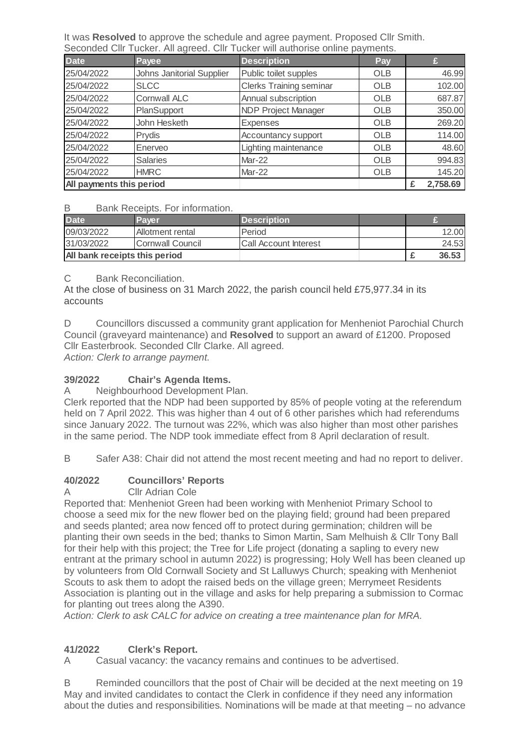It was **Resolved** to approve the schedule and agree payment. Proposed Cllr Smith. Seconded Cllr Tucker. All agreed. Cllr Tucker will authorise online payments.

| Date | Payee | Description | Pay | £ |
|---|---|---|---|---|
| 25/04/2022 | Johns Janitorial Supplier | Public toilet supples | OLB | 46.99 |
| 25/04/2022 | SLCC | Clerks Training seminar | OLB | 102.00 |
| 25/04/2022 | Cornwall ALC | Annual subscription | OLB | 687.87 |
| 25/04/2022 | PlanSupport | NDP Project Manager | OLB | 350.00 |
| 25/04/2022 | John Hesketh | Expenses | OLB | 269.20 |
| 25/04/2022 | Prydis | Accountancy support | OLB | 114.00 |
| 25/04/2022 | Enerveo | Lighting maintenance | OLB | 48.60 |
| 25/04/2022 | Salaries | Mar-22 | OLB | 994.83 |
| 25/04/2022 | HMRC | Mar-22 | OLB | 145.20 |
| **All payments this period** | | | | **£ 2,758.69** |

B Bank Receipts. For information.

| Date | Payer | Description | | £ |
|---|---|---|---|---|
| 09/03/2022 | Allotment rental | Period | | 12.00 |
| 31/03/2022 | Cornwall Council | Call Account Interest | | 24.53 |
| **All bank receipts this period** | | | | **£ 36.53** |

C Bank Reconciliation.

At the close of business on 31 March 2022, the parish council held £75,977.34 in its accounts

D Councillors discussed a community grant application for Menheniot Parochial Church Council (graveyard maintenance) and **Resolved** to support an award of £1200. Proposed Cllr Easterbrook. Seconded Cllr Clarke. All agreed.
*Action: Clerk to arrange payment.*

### 39/2022 Chair's Agenda Items.

A Neighbourhood Development Plan.

Clerk reported that the NDP had been supported by 85% of people voting at the referendum held on 7 April 2022. This was higher than 4 out of 6 other parishes which had referendums since January 2022. The turnout was 22%, which was also higher than most other parishes in the same period. The NDP took immediate effect from 8 April declaration of result.

B Safer A38: Chair did not attend the most recent meeting and had no report to deliver.

### 40/2022 Councillors' Reports

A Cllr Adrian Cole

Reported that: Menheniot Green had been working with Menheniot Primary School to choose a seed mix for the new flower bed on the playing field; ground had been prepared and seeds planted; area now fenced off to protect during germination; children will be planting their own seeds in the bed; thanks to Simon Martin, Sam Melhuish & Cllr Tony Ball for their help with this project; the Tree for Life project (donating a sapling to every new entrant at the primary school in autumn 2022) is progressing; Holy Well has been cleaned up by volunteers from Old Cornwall Society and St Lalluwys Church; speaking with Menheniot Scouts to ask them to adopt the raised beds on the village green; Merrymeet Residents Association is planting out in the village and asks for help preparing a submission to Cormac for planting out trees along the A390.
*Action: Clerk to ask CALC for advice on creating a tree maintenance plan for MRA.*

### 41/2022 Clerk's Report.

A Casual vacancy: the vacancy remains and continues to be advertised.

B Reminded councillors that the post of Chair will be decided at the next meeting on 19 May and invited candidates to contact the Clerk in confidence if they need any information about the duties and responsibilities. Nominations will be made at that meeting – no advance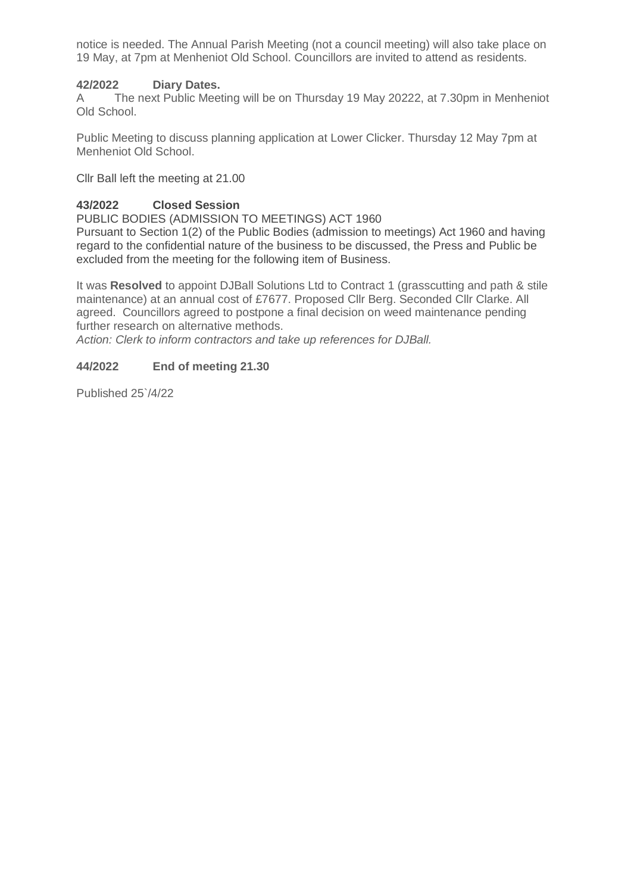notice is needed. The Annual Parish Meeting (not a council meeting) will also take place on 19 May, at 7pm at Menheniot Old School. Councillors are invited to attend as residents.

**42/2022 Diary Dates.**

A The next Public Meeting will be on Thursday 19 May 20222, at 7.30pm in Menheniot Old School.

Public Meeting to discuss planning application at Lower Clicker. Thursday 12 May 7pm at Menheniot Old School.

Cllr Ball left the meeting at 21.00

**43/2022 Closed Session**

PUBLIC BODIES (ADMISSION TO MEETINGS) ACT 1960

Pursuant to Section 1(2) of the Public Bodies (admission to meetings) Act 1960 and having regard to the confidential nature of the business to be discussed, the Press and Public be excluded from the meeting for the following item of Business.

It was **Resolved** to appoint DJBall Solutions Ltd to Contract 1 (grasscutting and path & stile maintenance) at an annual cost of £7677. Proposed Cllr Berg. Seconded Cllr Clarke. All agreed. Councillors agreed to postpone a final decision on weed maintenance pending further research on alternative methods.

*Action: Clerk to inform contractors and take up references for DJBall.*

**44/2022 End of meeting 21.30**

Published 25`/4/22